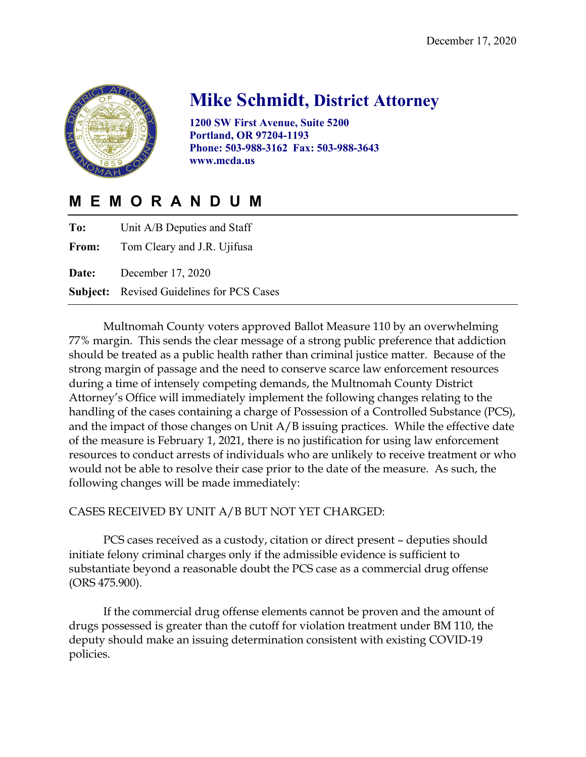December 17, 2020

# Mike Schmidt, District Attorney

**1200 SW First Avenue, Suite 5200**
**Portland, OR 97204-1193**
**Phone: 503-988-3162 Fax: 503-988-3643**
**www.mcda.us**

## M E M O R A N D U M

**To:** Unit A/B Deputies and Staff

**From:** Tom Cleary and J.R. Ujifusa

**Date:** December 17, 2020

**Subject:** Revised Guidelines for PCS Cases

Multnomah County voters approved Ballot Measure 110 by an overwhelming 77% margin. This sends the clear message of a strong public preference that addiction should be treated as a public health rather than criminal justice matter. Because of the strong margin of passage and the need to conserve scarce law enforcement resources during a time of intensely competing demands, the Multnomah County District Attorney's Office will immediately implement the following changes relating to the handling of the cases containing a charge of Possession of a Controlled Substance (PCS), and the impact of those changes on Unit A/B issuing practices. While the effective date of the measure is February 1, 2021, there is no justification for using law enforcement resources to conduct arrests of individuals who are unlikely to receive treatment or who would not be able to resolve their case prior to the date of the measure. As such, the following changes will be made immediately:

CASES RECEIVED BY UNIT A/B BUT NOT YET CHARGED:

PCS cases received as a custody, citation or direct present – deputies should initiate felony criminal charges only if the admissible evidence is sufficient to substantiate beyond a reasonable doubt the PCS case as a commercial drug offense (ORS 475.900).

If the commercial drug offense elements cannot be proven and the amount of drugs possessed is greater than the cutoff for violation treatment under BM 110, the deputy should make an issuing determination consistent with existing COVID-19 policies.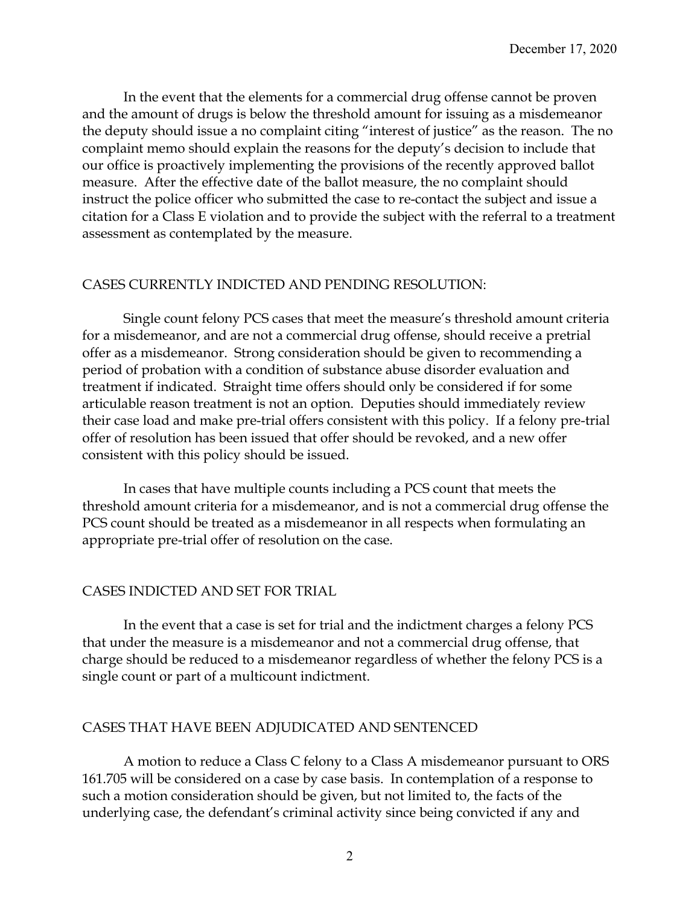In the event that the elements for a commercial drug offense cannot be proven and the amount of drugs is below the threshold amount for issuing as a misdemeanor the deputy should issue a no complaint citing "interest of justice" as the reason. The no complaint memo should explain the reasons for the deputy's decision to include that our office is proactively implementing the provisions of the recently approved ballot measure. After the effective date of the ballot measure, the no complaint should instruct the police officer who submitted the case to re-contact the subject and issue a citation for a Class E violation and to provide the subject with the referral to a treatment assessment as contemplated by the measure.

## CASES CURRENTLY INDICTED AND PENDING RESOLUTION:

Single count felony PCS cases that meet the measure's threshold amount criteria for a misdemeanor, and are not a commercial drug offense, should receive a pretrial offer as a misdemeanor. Strong consideration should be given to recommending a period of probation with a condition of substance abuse disorder evaluation and treatment if indicated. Straight time offers should only be considered if for some articulable reason treatment is not an option. Deputies should immediately review their case load and make pre-trial offers consistent with this policy. If a felony pre-trial offer of resolution has been issued that offer should be revoked, and a new offer consistent with this policy should be issued.

In cases that have multiple counts including a PCS count that meets the threshold amount criteria for a misdemeanor, and is not a commercial drug offense the PCS count should be treated as a misdemeanor in all respects when formulating an appropriate pre-trial offer of resolution on the case.

## CASES INDICTED AND SET FOR TRIAL

In the event that a case is set for trial and the indictment charges a felony PCS that under the measure is a misdemeanor and not a commercial drug offense, that charge should be reduced to a misdemeanor regardless of whether the felony PCS is a single count or part of a multicount indictment.

## CASES THAT HAVE BEEN ADJUDICATED AND SENTENCED

A motion to reduce a Class C felony to a Class A misdemeanor pursuant to ORS 161.705 will be considered on a case by case basis. In contemplation of a response to such a motion consideration should be given, but not limited to, the facts of the underlying case, the defendant's criminal activity since being convicted if any and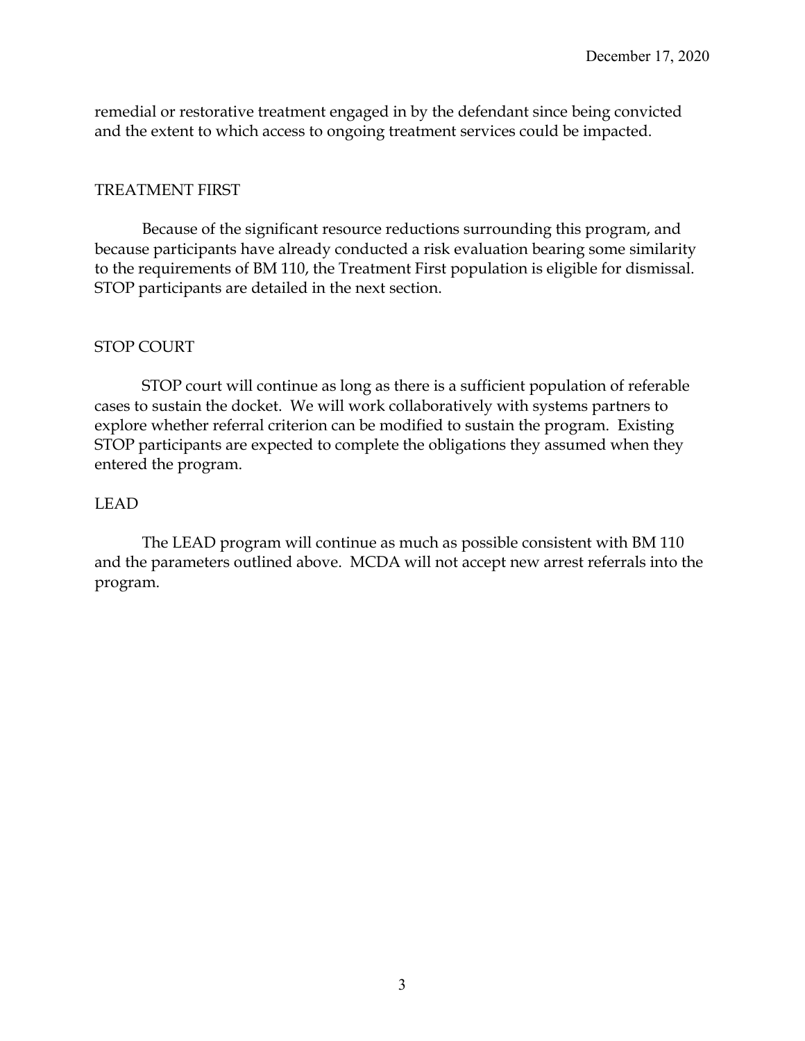remedial or restorative treatment engaged in by the defendant since being convicted and the extent to which access to ongoing treatment services could be impacted.

## TREATMENT FIRST

Because of the significant resource reductions surrounding this program, and because participants have already conducted a risk evaluation bearing some similarity to the requirements of BM 110, the Treatment First population is eligible for dismissal. STOP participants are detailed in the next section.

## STOP COURT

STOP court will continue as long as there is a sufficient population of referable cases to sustain the docket. We will work collaboratively with systems partners to explore whether referral criterion can be modified to sustain the program. Existing STOP participants are expected to complete the obligations they assumed when they entered the program.

## LEAD

The LEAD program will continue as much as possible consistent with BM 110 and the parameters outlined above. MCDA will not accept new arrest referrals into the program.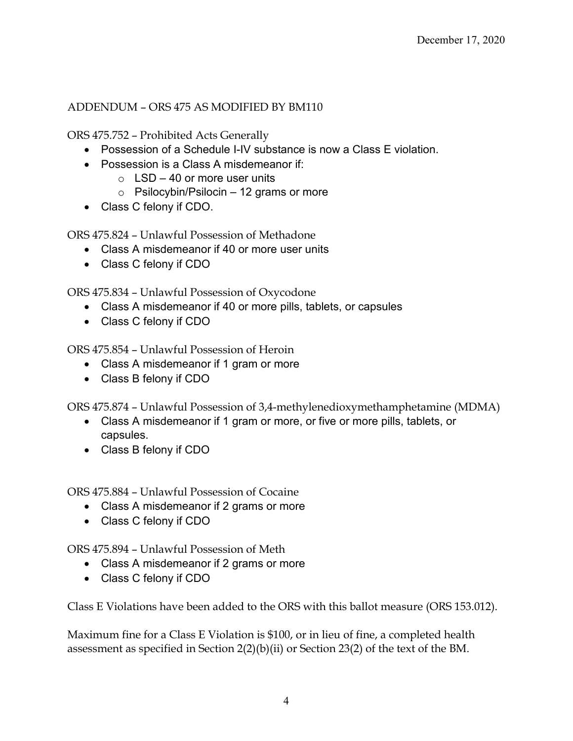December 17, 2020

## ADDENDUM – ORS 475 AS MODIFIED BY BM110

ORS 475.752 – Prohibited Acts Generally

- Possession of a Schedule I-IV substance is now a Class E violation.
- Possession is a Class A misdemeanor if:
  - LSD – 40 or more user units
  - Psilocybin/Psilocin – 12 grams or more
- Class C felony if CDO.

ORS 475.824 – Unlawful Possession of Methadone

- Class A misdemeanor if 40 or more user units
- Class C felony if CDO

ORS 475.834 – Unlawful Possession of Oxycodone

- Class A misdemeanor if 40 or more pills, tablets, or capsules
- Class C felony if CDO

ORS 475.854 – Unlawful Possession of Heroin

- Class A misdemeanor if 1 gram or more
- Class B felony if CDO

ORS 475.874 – Unlawful Possession of 3,4-methylenedioxymethamphetamine (MDMA)

- Class A misdemeanor if 1 gram or more, or five or more pills, tablets, or capsules.
- Class B felony if CDO

ORS 475.884 – Unlawful Possession of Cocaine

- Class A misdemeanor if 2 grams or more
- Class C felony if CDO

ORS 475.894 – Unlawful Possession of Meth

- Class A misdemeanor if 2 grams or more
- Class C felony if CDO

Class E Violations have been added to the ORS with this ballot measure (ORS 153.012).

Maximum fine for a Class E Violation is $100, or in lieu of fine, a completed health assessment as specified in Section 2(2)(b)(ii) or Section 23(2) of the text of the BM.